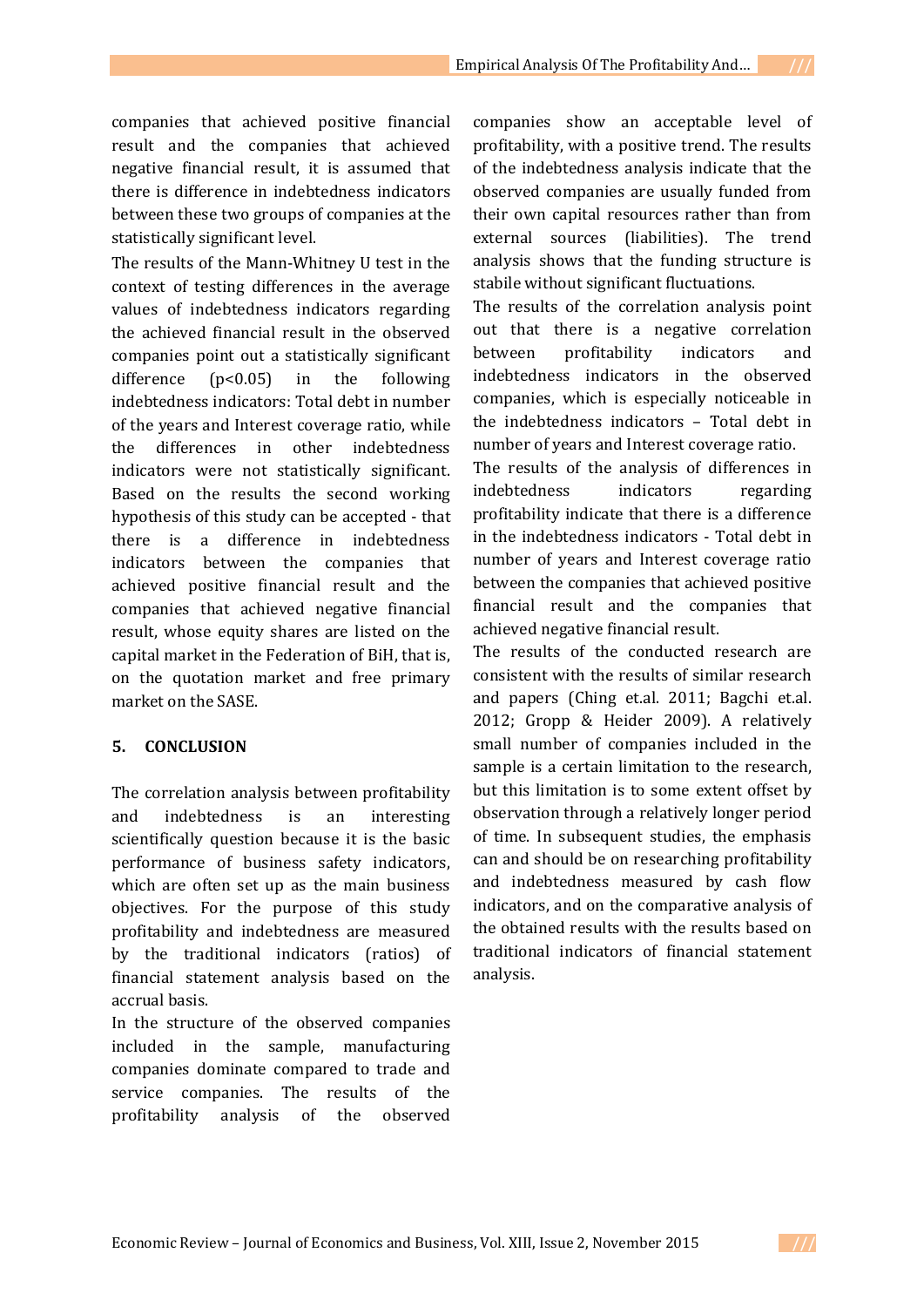companies that achieved positive financial result and the companies that achieved negative financial result, it is assumed that there is difference in indebtedness indicators between these two groups of companies at the statistically significant level.

The results of the Mann-Whitney U test in the context of testing differences in the average values of indebtedness indicators regarding the achieved financial result in the observed companies point out a statistically significant difference ($p<0.05$) in the following indebtedness indicators: Total debt in number of the years and Interest coverage ratio, while the differences in other indebtedness indicators were not statistically significant. Based on the results the second working hypothesis of this study can be accepted - that there is a difference in indebtedness indicators between the companies that achieved positive financial result and the companies that achieved negative financial result, whose equity shares are listed on the capital market in the Federation of BiH, that is, on the quotation market and free primary market on the SASE.

## 5. CONCLUSION

The correlation analysis between profitability and indebtedness is an interesting scientifically question because it is the basic performance of business safety indicators, which are often set up as the main business objectives. For the purpose of this study profitability and indebtedness are measured by the traditional indicators (ratios) of financial statement analysis based on the accrual basis.

In the structure of the observed companies included in the sample, manufacturing companies dominate compared to trade and service companies. The results of the profitability analysis of the observed companies show an acceptable level of profitability, with a positive trend. The results of the indebtedness analysis indicate that the observed companies are usually funded from their own capital resources rather than from external sources (liabilities). The trend analysis shows that the funding structure is stabile without significant fluctuations.

The results of the correlation analysis point out that there is a negative correlation between profitability indicators and indebtedness indicators in the observed companies, which is especially noticeable in the indebtedness indicators – Total debt in number of years and Interest coverage ratio.

The results of the analysis of differences in indebtedness indicators regarding profitability indicate that there is a difference in the indebtedness indicators - Total debt in number of years and Interest coverage ratio between the companies that achieved positive financial result and the companies that achieved negative financial result.

The results of the conducted research are consistent with the results of similar research and papers (Ching et.al. 2011; Bagchi et.al. 2012; Gropp & Heider 2009). A relatively small number of companies included in the sample is a certain limitation to the research, but this limitation is to some extent offset by observation through a relatively longer period of time. In subsequent studies, the emphasis can and should be on researching profitability and indebtedness measured by cash flow indicators, and on the comparative analysis of the obtained results with the results based on traditional indicators of financial statement analysis.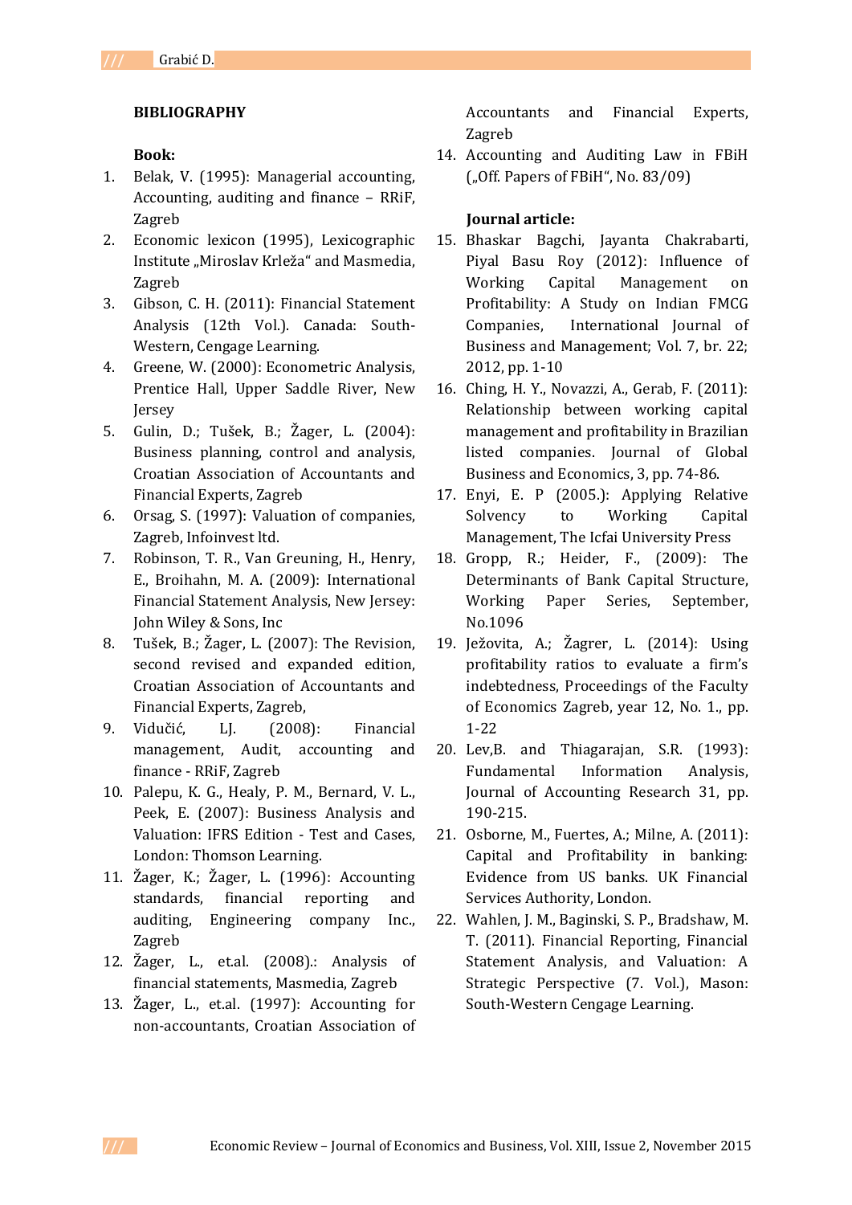**BIBLIOGRAPHY**

**Book:**

1. Belak, V. (1995): Managerial accounting, Accounting, auditing and finance – RRiF, Zagreb
2. Economic lexicon (1995), Lexicographic Institute „Miroslav Krleža" and Masmedia, Zagreb
3. Gibson, C. H. (2011): Financial Statement Analysis (12th Vol.). Canada: South-Western, Cengage Learning.
4. Greene, W. (2000): Econometric Analysis, Prentice Hall, Upper Saddle River, New Jersey
5. Gulin, D.; Tušek, B.; Žager, L. (2004): Business planning, control and analysis, Croatian Association of Accountants and Financial Experts, Zagreb
6. Orsag, S. (1997): Valuation of companies, Zagreb, Infoinvest ltd.
7. Robinson, T. R., Van Greuning, H., Henry, E., Broihahn, M. A. (2009): International Financial Statement Analysis, New Jersey: John Wiley & Sons, Inc
8. Tušek, B.; Žager, L. (2007): The Revision, second revised and expanded edition, Croatian Association of Accountants and Financial Experts, Zagreb,
9. Vidučić, LJ. (2008): Financial management, Audit, accounting and finance - RRiF, Zagreb
10. Palepu, K. G., Healy, P. M., Bernard, V. L., Peek, E. (2007): Business Analysis and Valuation: IFRS Edition - Test and Cases, London: Thomson Learning.
11. Žager, K.; Žager, L. (1996): Accounting standards, financial reporting and auditing, Engineering company Inc., Zagreb
12. Žager, L., et.al. (2008).: Analysis of financial statements, Masmedia, Zagreb
13. Žager, L., et.al. (1997): Accounting for non-accountants, Croatian Association of Accountants and Financial Experts, Zagreb
14. Accounting and Auditing Law in FBiH („Off. Papers of FBiH", No. 83/09)

**Journal article:**

15. Bhaskar Bagchi, Jayanta Chakrabarti, Piyal Basu Roy (2012): Influence of Working Capital Management on Profitability: A Study on Indian FMCG Companies, International Journal of Business and Management; Vol. 7, br. 22; 2012, pp. 1-10
16. Ching, H. Y., Novazzi, A., Gerab, F. (2011): Relationship between working capital management and profitability in Brazilian listed companies. Journal of Global Business and Economics, 3, pp. 74-86.
17. Enyi, E. P (2005.): Applying Relative Solvency to Working Capital Management, The Icfai University Press
18. Gropp, R.; Heider, F., (2009): The Determinants of Bank Capital Structure, Working Paper Series, September, No.1096
19. Ježovita, A.; Žagrer, L. (2014): Using profitability ratios to evaluate a firm's indebtedness, Proceedings of the Faculty of Economics Zagreb, year 12, No. 1., pp. 1-22
20. Lev,B. and Thiagarajan, S.R. (1993): Fundamental Information Analysis, Journal of Accounting Research 31, pp. 190-215.
21. Osborne, M., Fuertes, A.; Milne, A. (2011): Capital and Profitability in banking: Evidence from US banks. UK Financial Services Authority, London.
22. Wahlen, J. M., Baginski, S. P., Bradshaw, M. T. (2011). Financial Reporting, Financial Statement Analysis, and Valuation: A Strategic Perspective (7. Vol.), Mason: South-Western Cengage Learning.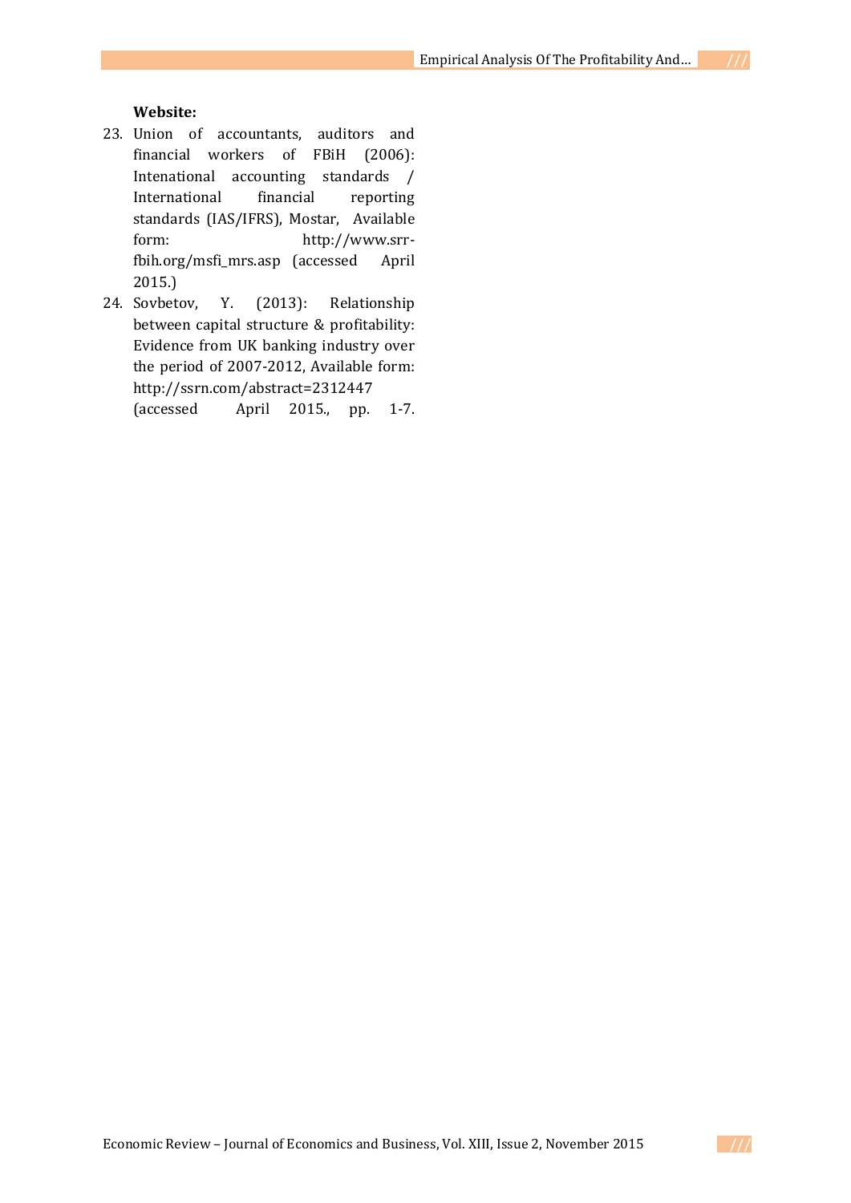**Website:**

23. Union of accountants, auditors and financial workers of FBiH (2006): Intenational accounting standards / International financial reporting standards (IAS/IFRS), Mostar, Available form: http://www.srr-fbih.org/msfi_mrs.asp (accessed April 2015.)
24. Sovbetov, Y. (2013): Relationship between capital structure & profitability: Evidence from UK banking industry over the period of 2007-2012, Available form: http://ssrn.com/abstract=2312447 (accessed April 2015., pp. 1-7.